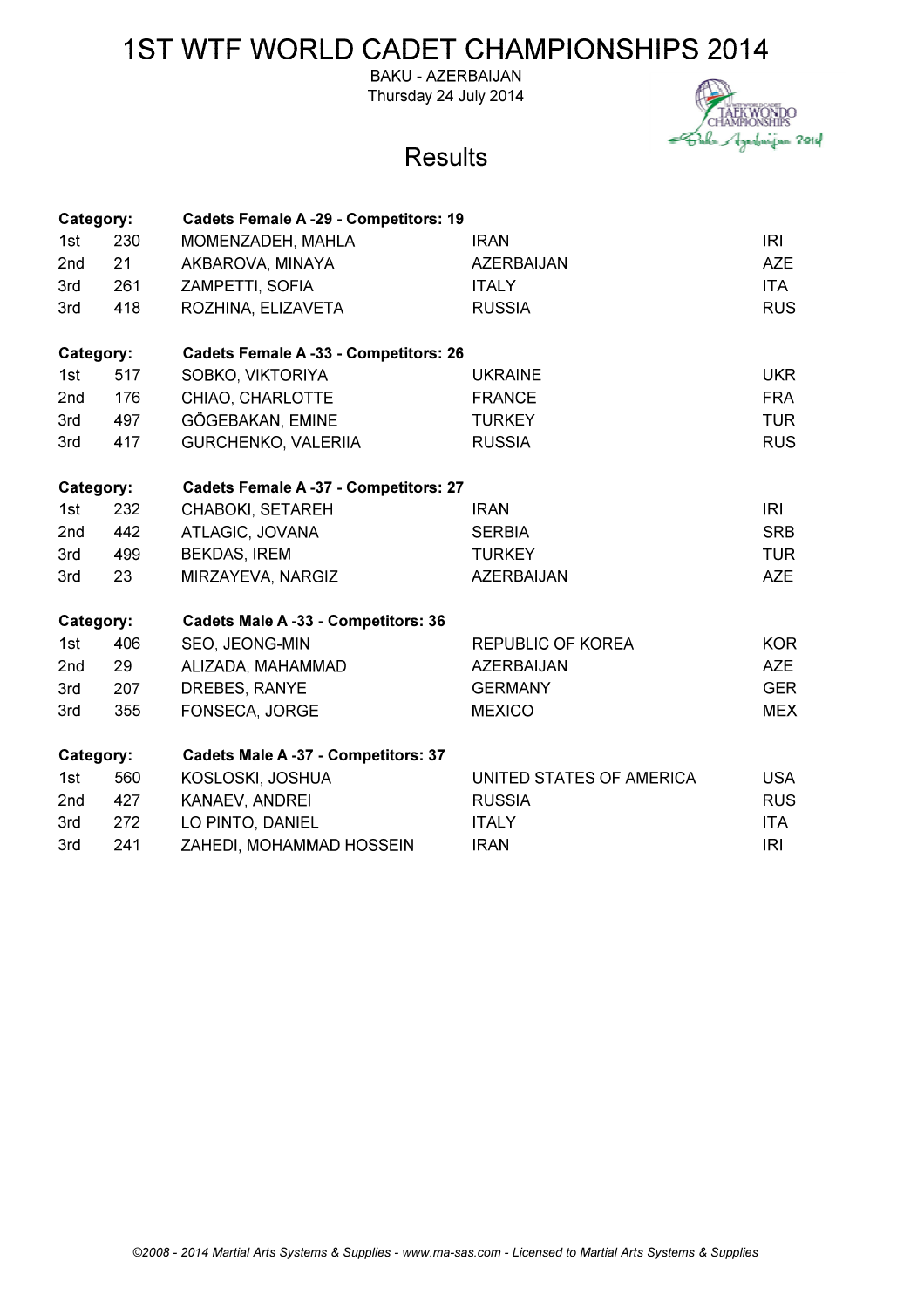# 1ST WTF WORLD CADET CHAMPIONSHIPS 2014

BAKU - AZERBAIJAN

Thursday 24 July 2014

## Results

**Category:** **Cadets Female A -29 - Competitors: 19**

| | | | | |
|---|---|---|---|---|
| 1st | 230 | MOMENZADEH, MAHLA | IRAN | IRI |
| 2nd | 21 | AKBAROVA, MINAYA | AZERBAIJAN | AZE |
| 3rd | 261 | ZAMPETTI, SOFIA | ITALY | ITA |
| 3rd | 418 | ROZHINA, ELIZAVETA | RUSSIA | RUS |

**Category:** **Cadets Female A -33 - Competitors: 26**

| | | | | |
|---|---|---|---|---|
| 1st | 517 | SOBKO, VIKTORIYA | UKRAINE | UKR |
| 2nd | 176 | CHIAO, CHARLOTTE | FRANCE | FRA |
| 3rd | 497 | GÖGEBAKAN, EMINE | TURKEY | TUR |
| 3rd | 417 | GURCHENKO, VALERIIA | RUSSIA | RUS |

**Category:** **Cadets Female A -37 - Competitors: 27**

| | | | | |
|---|---|---|---|---|
| 1st | 232 | CHABOKI, SETAREH | IRAN | IRI |
| 2nd | 442 | ATLAGIC, JOVANA | SERBIA | SRB |
| 3rd | 499 | BEKDAS, IREM | TURKEY | TUR |
| 3rd | 23 | MIRZAYEVA, NARGIZ | AZERBAIJAN | AZE |

**Category:** **Cadets Male A -33 - Competitors: 36**

| | | | | |
|---|---|---|---|---|
| 1st | 406 | SEO, JEONG-MIN | REPUBLIC OF KOREA | KOR |
| 2nd | 29 | ALIZADA, MAHAMMAD | AZERBAIJAN | AZE |
| 3rd | 207 | DREBES, RANYE | GERMANY | GER |
| 3rd | 355 | FONSECA, JORGE | MEXICO | MEX |

**Category:** **Cadets Male A -37 - Competitors: 37**

| | | | | |
|---|---|---|---|---|
| 1st | 560 | KOSLOSKI, JOSHUA | UNITED STATES OF AMERICA | USA |
| 2nd | 427 | KANAEV, ANDREI | RUSSIA | RUS |
| 3rd | 272 | LO PINTO, DANIEL | ITALY | ITA |
| 3rd | 241 | ZAHEDI, MOHAMMAD HOSSEIN | IRAN | IRI |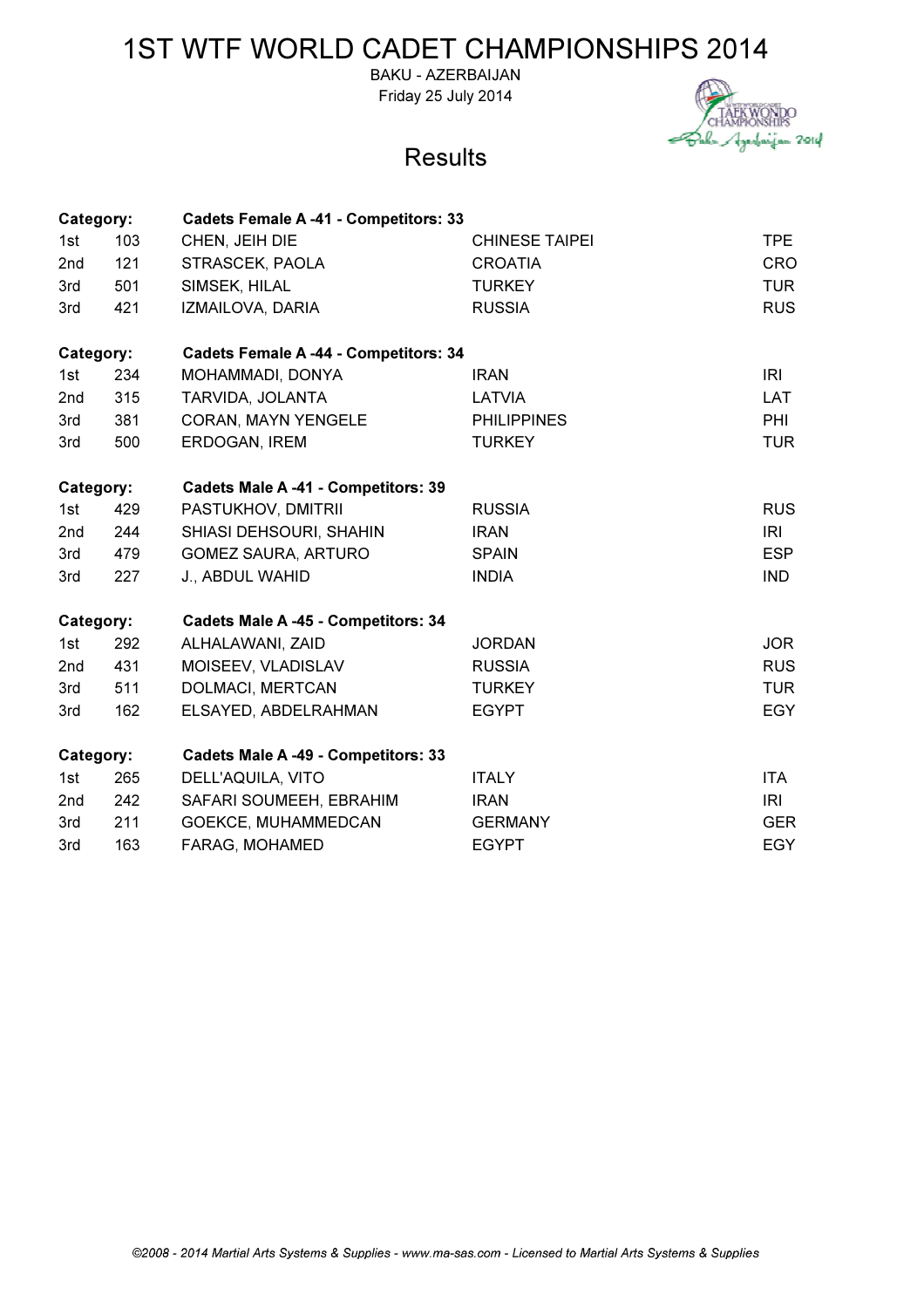# 1ST WTF WORLD CADET CHAMPIONSHIPS 2014

BAKU - AZERBAIJAN

Friday 25 July 2014

## Results

| Category: | | Cadets Female A -41 - Competitors: 33 | | |
|---|---|---|---|---|
| 1st | 103 | CHEN, JEIH DIE | CHINESE TAIPEI | TPE |
| 2nd | 121 | STRASCEK, PAOLA | CROATIA | CRO |
| 3rd | 501 | SIMSEK, HILAL | TURKEY | TUR |
| 3rd | 421 | IZMAILOVA, DARIA | RUSSIA | RUS |

| Category: | | Cadets Female A -44 - Competitors: 34 | | |
|---|---|---|---|---|
| 1st | 234 | MOHAMMADI, DONYA | IRAN | IRI |
| 2nd | 315 | TARVIDA, JOLANTA | LATVIA | LAT |
| 3rd | 381 | CORAN, MAYN YENGELE | PHILIPPINES | PHI |
| 3rd | 500 | ERDOGAN, IREM | TURKEY | TUR |

| Category: | | Cadets Male A -41 - Competitors: 39 | | |
|---|---|---|---|---|
| 1st | 429 | PASTUKHOV, DMITRII | RUSSIA | RUS |
| 2nd | 244 | SHIASI DEHSOURI, SHAHIN | IRAN | IRI |
| 3rd | 479 | GOMEZ SAURA, ARTURO | SPAIN | ESP |
| 3rd | 227 | J., ABDUL WAHID | INDIA | IND |

| Category: | | Cadets Male A -45 - Competitors: 34 | | |
|---|---|---|---|---|
| 1st | 292 | ALHALAWANI, ZAID | JORDAN | JOR |
| 2nd | 431 | MOISEEV, VLADISLAV | RUSSIA | RUS |
| 3rd | 511 | DOLMACI, MERTCAN | TURKEY | TUR |
| 3rd | 162 | ELSAYED, ABDELRAHMAN | EGYPT | EGY |

| Category: | | Cadets Male A -49 - Competitors: 33 | | |
|---|---|---|---|---|
| 1st | 265 | DELL'AQUILA, VITO | ITALY | ITA |
| 2nd | 242 | SAFARI SOUMEEH, EBRAHIM | IRAN | IRI |
| 3rd | 211 | GOEKCE, MUHAMMEDCAN | GERMANY | GER |
| 3rd | 163 | FARAG, MOHAMED | EGYPT | EGY |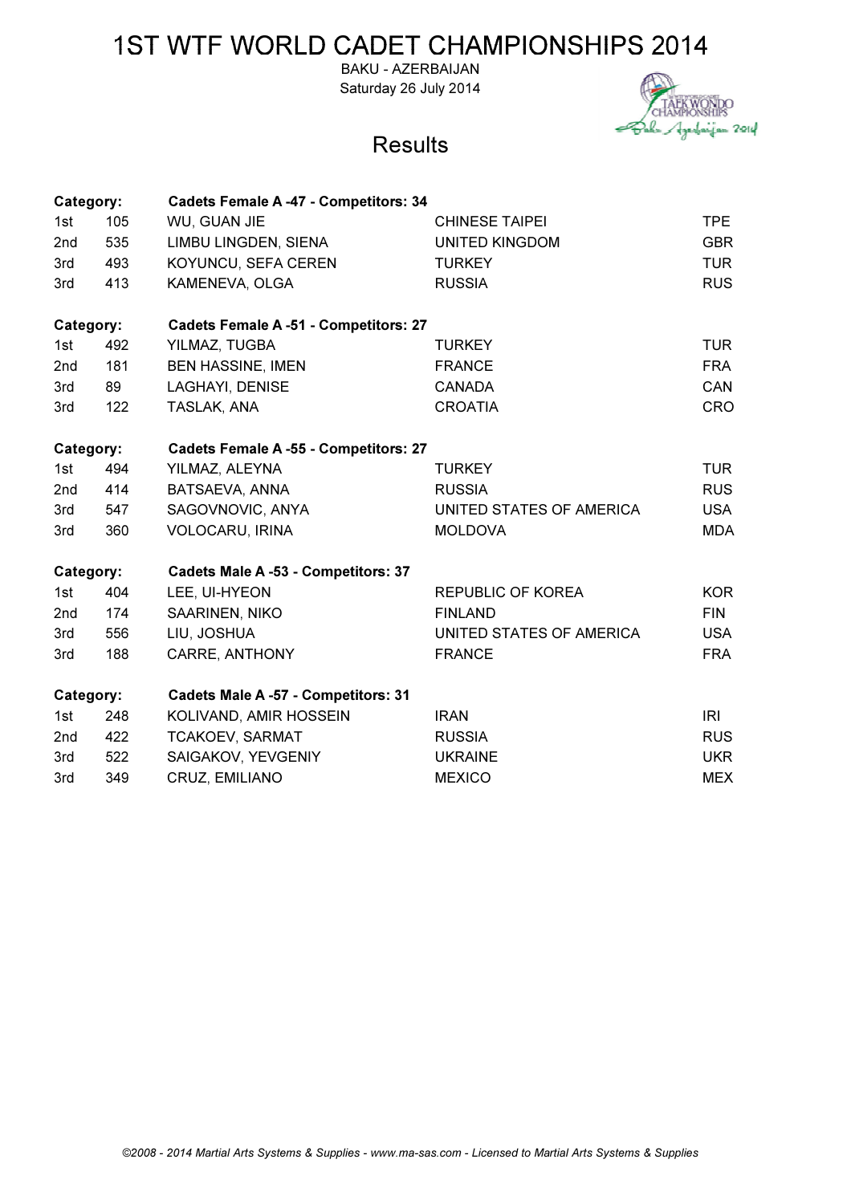# 1ST WTF WORLD CADET CHAMPIONSHIPS 2014

BAKU - AZERBAIJAN
Saturday 26 July 2014

## Results

| Category: | | Cadets Female A -47 - Competitors: 34 | | |
|---|---|---|---|---|
| 1st | 105 | WU, GUAN JIE | CHINESE TAIPEI | TPE |
| 2nd | 535 | LIMBU LINGDEN, SIENA | UNITED KINGDOM | GBR |
| 3rd | 493 | KOYUNCU, SEFA CEREN | TURKEY | TUR |
| 3rd | 413 | KAMENEVA, OLGA | RUSSIA | RUS |

| Category: | | Cadets Female A -51 - Competitors: 27 | | |
|---|---|---|---|---|
| 1st | 492 | YILMAZ, TUGBA | TURKEY | TUR |
| 2nd | 181 | BEN HASSINE, IMEN | FRANCE | FRA |
| 3rd | 89 | LAGHAYI, DENISE | CANADA | CAN |
| 3rd | 122 | TASLAK, ANA | CROATIA | CRO |

| Category: | | Cadets Female A -55 - Competitors: 27 | | |
|---|---|---|---|---|
| 1st | 494 | YILMAZ, ALEYNA | TURKEY | TUR |
| 2nd | 414 | BATSAEVA, ANNA | RUSSIA | RUS |
| 3rd | 547 | SAGOVNOVIC, ANYA | UNITED STATES OF AMERICA | USA |
| 3rd | 360 | VOLOCARU, IRINA | MOLDOVA | MDA |

| Category: | | Cadets Male A -53 - Competitors: 37 | | |
|---|---|---|---|---|
| 1st | 404 | LEE, UI-HYEON | REPUBLIC OF KOREA | KOR |
| 2nd | 174 | SAARINEN, NIKO | FINLAND | FIN |
| 3rd | 556 | LIU, JOSHUA | UNITED STATES OF AMERICA | USA |
| 3rd | 188 | CARRE, ANTHONY | FRANCE | FRA |

| Category: | | Cadets Male A -57 - Competitors: 31 | | |
|---|---|---|---|---|
| 1st | 248 | KOLIVAND, AMIR HOSSEIN | IRAN | IRI |
| 2nd | 422 | TCAKOEV, SARMAT | RUSSIA | RUS |
| 3rd | 522 | SAIGAKOV, YEVGENIY | UKRAINE | UKR |
| 3rd | 349 | CRUZ, EMILIANO | MEXICO | MEX |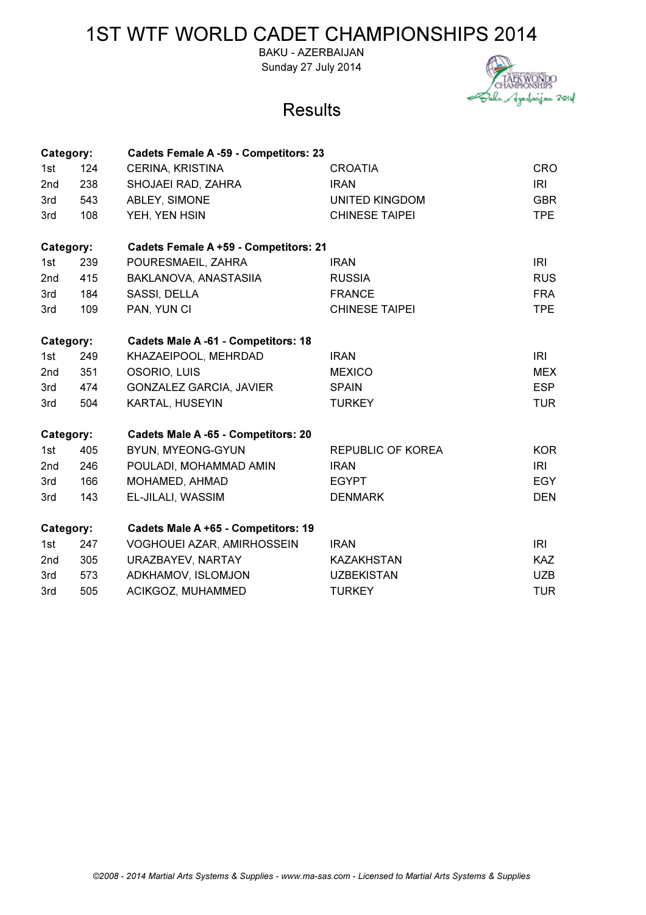# 1ST WTF WORLD CADET CHAMPIONSHIPS 2014

BAKU - AZERBAIJAN
Sunday 27 July 2014

## Results

| | | | | |
|---|---|---|---|---|
| **Category:** | | **Cadets Female A -59 - Competitors: 23** | | |
| 1st | 124 | CERINA, KRISTINA | CROATIA | CRO |
| 2nd | 238 | SHOJAEI RAD, ZAHRA | IRAN | IRI |
| 3rd | 543 | ABLEY, SIMONE | UNITED KINGDOM | GBR |
| 3rd | 108 | YEH, YEN HSIN | CHINESE TAIPEI | TPE |
| **Category:** | | **Cadets Female A +59 - Competitors: 21** | | |
| 1st | 239 | POURESMAEIL, ZAHRA | IRAN | IRI |
| 2nd | 415 | BAKLANOVA, ANASTASIIA | RUSSIA | RUS |
| 3rd | 184 | SASSI, DELLA | FRANCE | FRA |
| 3rd | 109 | PAN, YUN CI | CHINESE TAIPEI | TPE |
| **Category:** | | **Cadets Male A -61 - Competitors: 18** | | |
| 1st | 249 | KHAZAEIPOOL, MEHRDAD | IRAN | IRI |
| 2nd | 351 | OSORIO, LUIS | MEXICO | MEX |
| 3rd | 474 | GONZALEZ GARCIA, JAVIER | SPAIN | ESP |
| 3rd | 504 | KARTAL, HUSEYIN | TURKEY | TUR |
| **Category:** | | **Cadets Male A -65 - Competitors: 20** | | |
| 1st | 405 | BYUN, MYEONG-GYUN | REPUBLIC OF KOREA | KOR |
| 2nd | 246 | POULADI, MOHAMMAD AMIN | IRAN | IRI |
| 3rd | 166 | MOHAMED, AHMAD | EGYPT | EGY |
| 3rd | 143 | EL-JILALI, WASSIM | DENMARK | DEN |
| **Category:** | | **Cadets Male A +65 - Competitors: 19** | | |
| 1st | 247 | VOGHOUEI AZAR, AMIRHOSSEIN | IRAN | IRI |
| 2nd | 305 | URAZBAYEV, NARTAY | KAZAKHSTAN | KAZ |
| 3rd | 573 | ADKHAMOV, ISLOMJON | UZBEKISTAN | UZB |
| 3rd | 505 | ACIKGOZ, MUHAMMED | TURKEY | TUR |